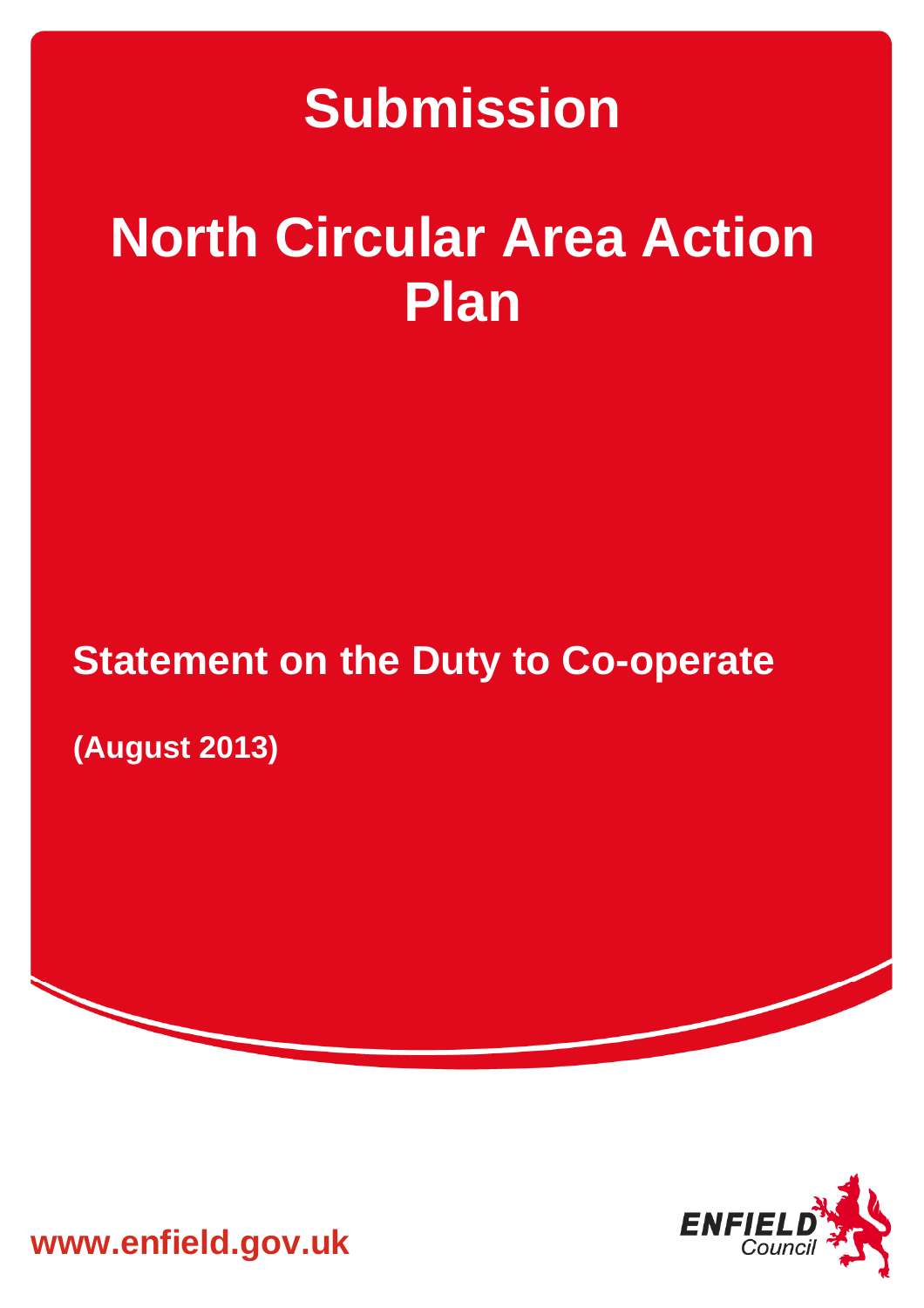# Submission

# North Circular Area Action Plan

## Statement on the Duty to Co-operate

**(August 2013)**

**www.enfield.gov.uk**

ENFIELD Council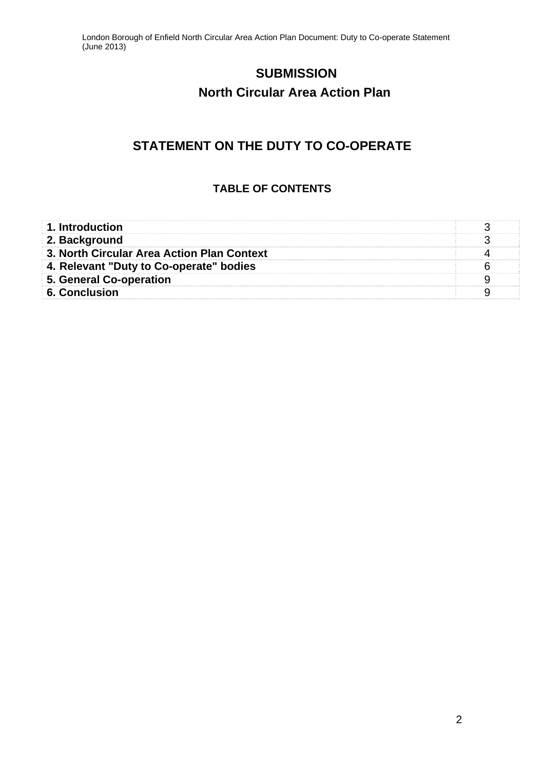# SUBMISSION

# North Circular Area Action Plan

## STATEMENT ON THE DUTY TO CO-OPERATE

### TABLE OF CONTENTS

| | |
|---|---|
| **1. Introduction** | 3 |
| **2. Background** | 3 |
| **3. North Circular Area Action Plan Context** | 4 |
| **4. Relevant "Duty to Co-operate" bodies** | 6 |
| **5. General Co-operation** | 9 |
| **6. Conclusion** | 9 |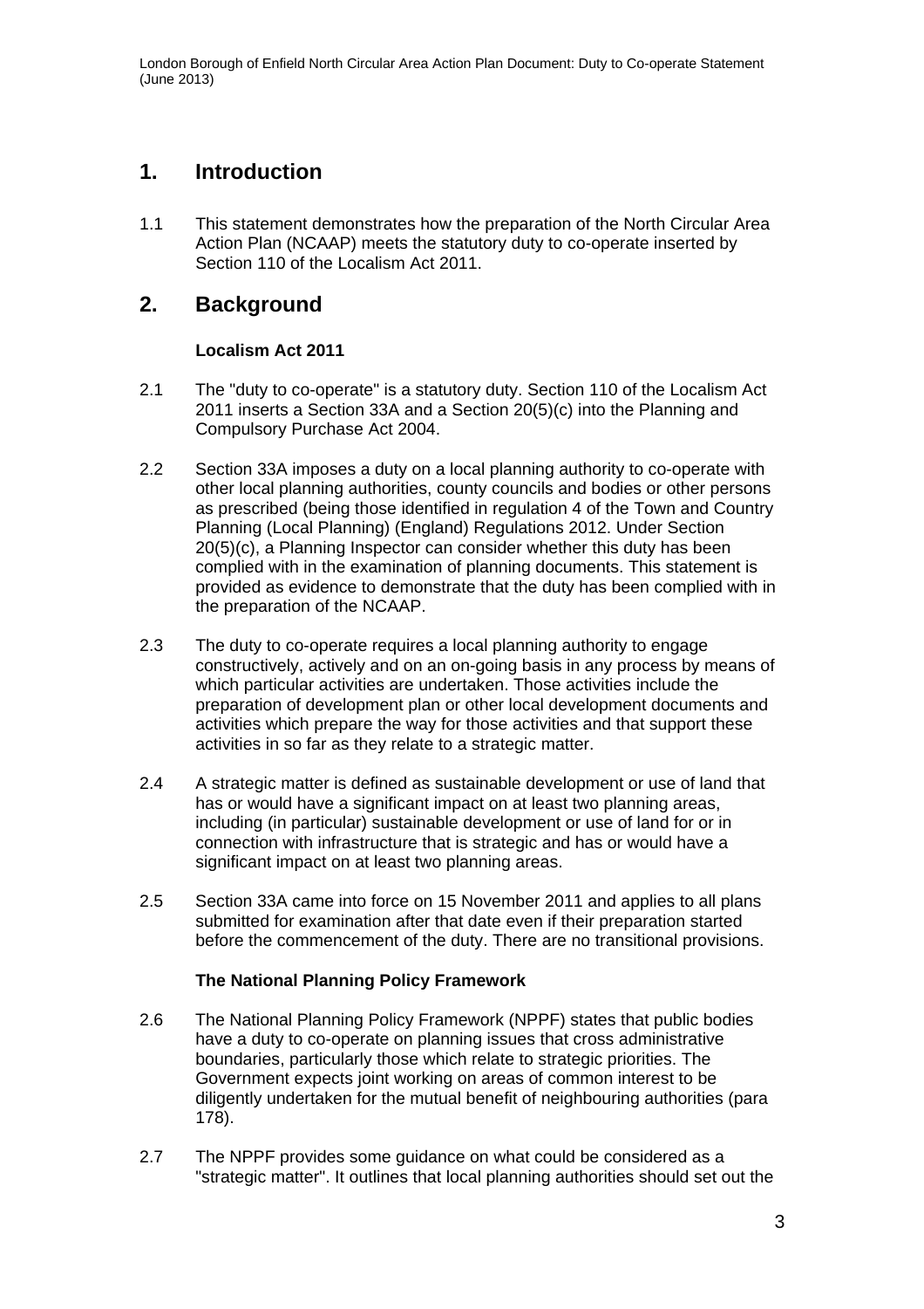## 1. Introduction

1.1 This statement demonstrates how the preparation of the North Circular Area Action Plan (NCAAP) meets the statutory duty to co-operate inserted by Section 110 of the Localism Act 2011.

## 2. Background

### Localism Act 2011

2.1 The "duty to co-operate" is a statutory duty. Section 110 of the Localism Act 2011 inserts a Section 33A and a Section 20(5)(c) into the Planning and Compulsory Purchase Act 2004.

2.2 Section 33A imposes a duty on a local planning authority to co-operate with other local planning authorities, county councils and bodies or other persons as prescribed (being those identified in regulation 4 of the Town and Country Planning (Local Planning) (England) Regulations 2012. Under Section 20(5)(c), a Planning Inspector can consider whether this duty has been complied with in the examination of planning documents. This statement is provided as evidence to demonstrate that the duty has been complied with in the preparation of the NCAAP.

2.3 The duty to co-operate requires a local planning authority to engage constructively, actively and on an on-going basis in any process by means of which particular activities are undertaken. Those activities include the preparation of development plan or other local development documents and activities which prepare the way for those activities and that support these activities in so far as they relate to a strategic matter.

2.4 A strategic matter is defined as sustainable development or use of land that has or would have a significant impact on at least two planning areas, including (in particular) sustainable development or use of land for or in connection with infrastructure that is strategic and has or would have a significant impact on at least two planning areas.

2.5 Section 33A came into force on 15 November 2011 and applies to all plans submitted for examination after that date even if their preparation started before the commencement of the duty. There are no transitional provisions.

### The National Planning Policy Framework

2.6 The National Planning Policy Framework (NPPF) states that public bodies have a duty to co-operate on planning issues that cross administrative boundaries, particularly those which relate to strategic priorities. The Government expects joint working on areas of common interest to be diligently undertaken for the mutual benefit of neighbouring authorities (para 178).

2.7 The NPPF provides some guidance on what could be considered as a "strategic matter". It outlines that local planning authorities should set out the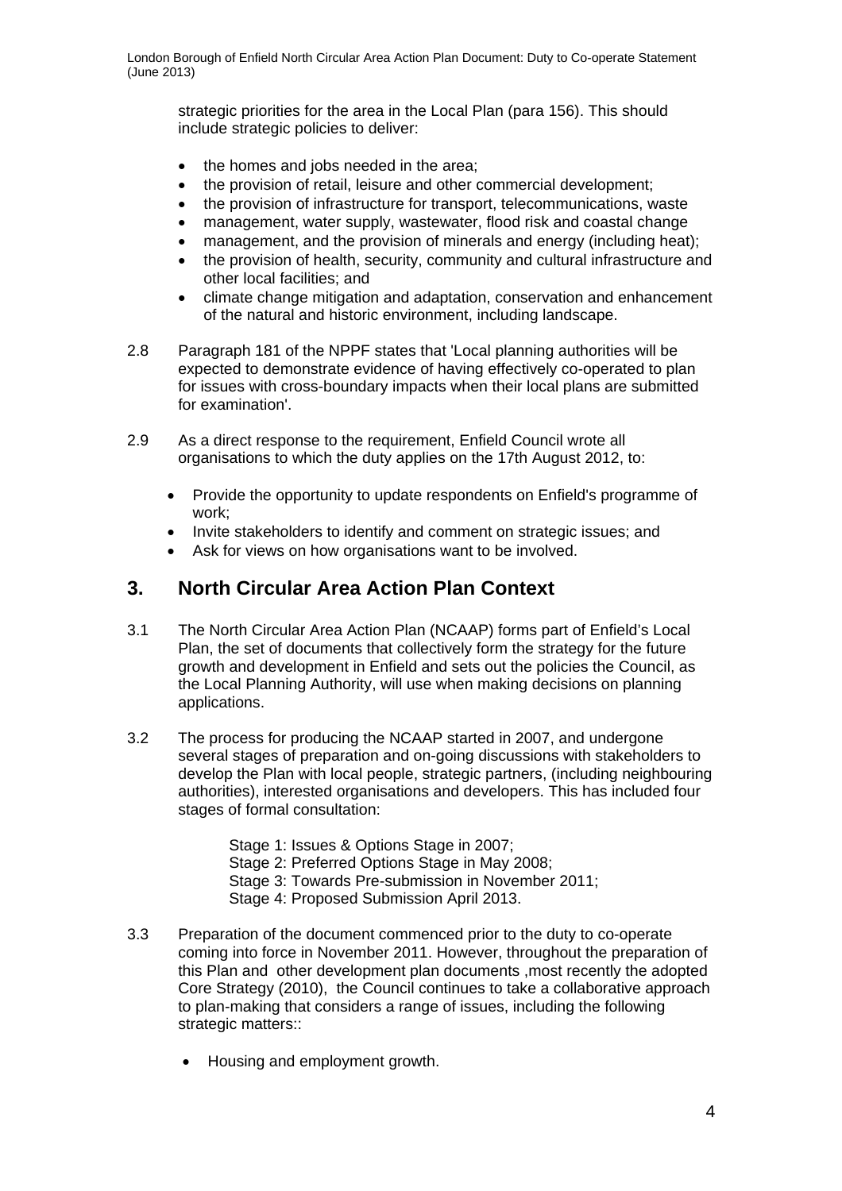strategic priorities for the area in the Local Plan (para 156). This should include strategic policies to deliver:

- the homes and jobs needed in the area;
- the provision of retail, leisure and other commercial development;
- the provision of infrastructure for transport, telecommunications, waste
- management, water supply, wastewater, flood risk and coastal change
- management, and the provision of minerals and energy (including heat);
- the provision of health, security, community and cultural infrastructure and other local facilities; and
- climate change mitigation and adaptation, conservation and enhancement of the natural and historic environment, including landscape.

2.8 Paragraph 181 of the NPPF states that 'Local planning authorities will be expected to demonstrate evidence of having effectively co-operated to plan for issues with cross-boundary impacts when their local plans are submitted for examination'.

2.9 As a direct response to the requirement, Enfield Council wrote all organisations to which the duty applies on the 17th August 2012, to:

- Provide the opportunity to update respondents on Enfield's programme of work;
- Invite stakeholders to identify and comment on strategic issues; and
- Ask for views on how organisations want to be involved.

## 3. North Circular Area Action Plan Context

3.1 The North Circular Area Action Plan (NCAAP) forms part of Enfield's Local Plan, the set of documents that collectively form the strategy for the future growth and development in Enfield and sets out the policies the Council, as the Local Planning Authority, will use when making decisions on planning applications.

3.2 The process for producing the NCAAP started in 2007, and undergone several stages of preparation and on-going discussions with stakeholders to develop the Plan with local people, strategic partners, (including neighbouring authorities), interested organisations and developers. This has included four stages of formal consultation:

Stage 1: Issues & Options Stage in 2007;
Stage 2: Preferred Options Stage in May 2008;
Stage 3: Towards Pre-submission in November 2011;
Stage 4: Proposed Submission April 2013.

3.3 Preparation of the document commenced prior to the duty to co-operate coming into force in November 2011. However, throughout the preparation of this Plan and other development plan documents ,most recently the adopted Core Strategy (2010), the Council continues to take a collaborative approach to plan-making that considers a range of issues, including the following strategic matters::

- Housing and employment growth.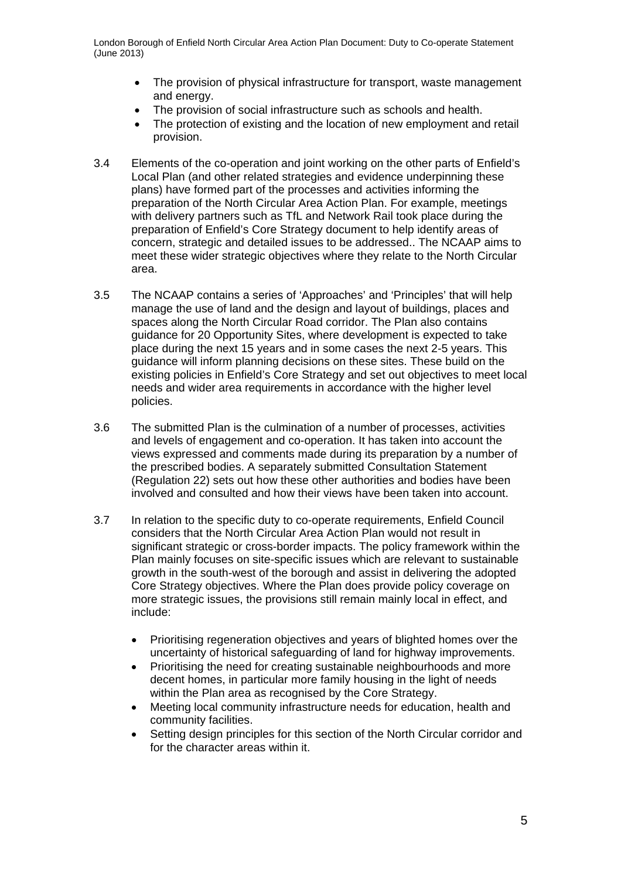- The provision of physical infrastructure for transport, waste management and energy.
- The provision of social infrastructure such as schools and health.
- The protection of existing and the location of new employment and retail provision.

3.4 Elements of the co-operation and joint working on the other parts of Enfield's Local Plan (and other related strategies and evidence underpinning these plans) have formed part of the processes and activities informing the preparation of the North Circular Area Action Plan. For example, meetings with delivery partners such as TfL and Network Rail took place during the preparation of Enfield's Core Strategy document to help identify areas of concern, strategic and detailed issues to be addressed.. The NCAAP aims to meet these wider strategic objectives where they relate to the North Circular area.

3.5 The NCAAP contains a series of 'Approaches' and 'Principles' that will help manage the use of land and the design and layout of buildings, places and spaces along the North Circular Road corridor. The Plan also contains guidance for 20 Opportunity Sites, where development is expected to take place during the next 15 years and in some cases the next 2-5 years. This guidance will inform planning decisions on these sites. These build on the existing policies in Enfield's Core Strategy and set out objectives to meet local needs and wider area requirements in accordance with the higher level policies.

3.6 The submitted Plan is the culmination of a number of processes, activities and levels of engagement and co-operation. It has taken into account the views expressed and comments made during its preparation by a number of the prescribed bodies. A separately submitted Consultation Statement (Regulation 22) sets out how these other authorities and bodies have been involved and consulted and how their views have been taken into account.

3.7 In relation to the specific duty to co-operate requirements, Enfield Council considers that the North Circular Area Action Plan would not result in significant strategic or cross-border impacts. The policy framework within the Plan mainly focuses on site-specific issues which are relevant to sustainable growth in the south-west of the borough and assist in delivering the adopted Core Strategy objectives. Where the Plan does provide policy coverage on more strategic issues, the provisions still remain mainly local in effect, and include:

- Prioritising regeneration objectives and years of blighted homes over the uncertainty of historical safeguarding of land for highway improvements.
- Prioritising the need for creating sustainable neighbourhoods and more decent homes, in particular more family housing in the light of needs within the Plan area as recognised by the Core Strategy.
- Meeting local community infrastructure needs for education, health and community facilities.
- Setting design principles for this section of the North Circular corridor and for the character areas within it.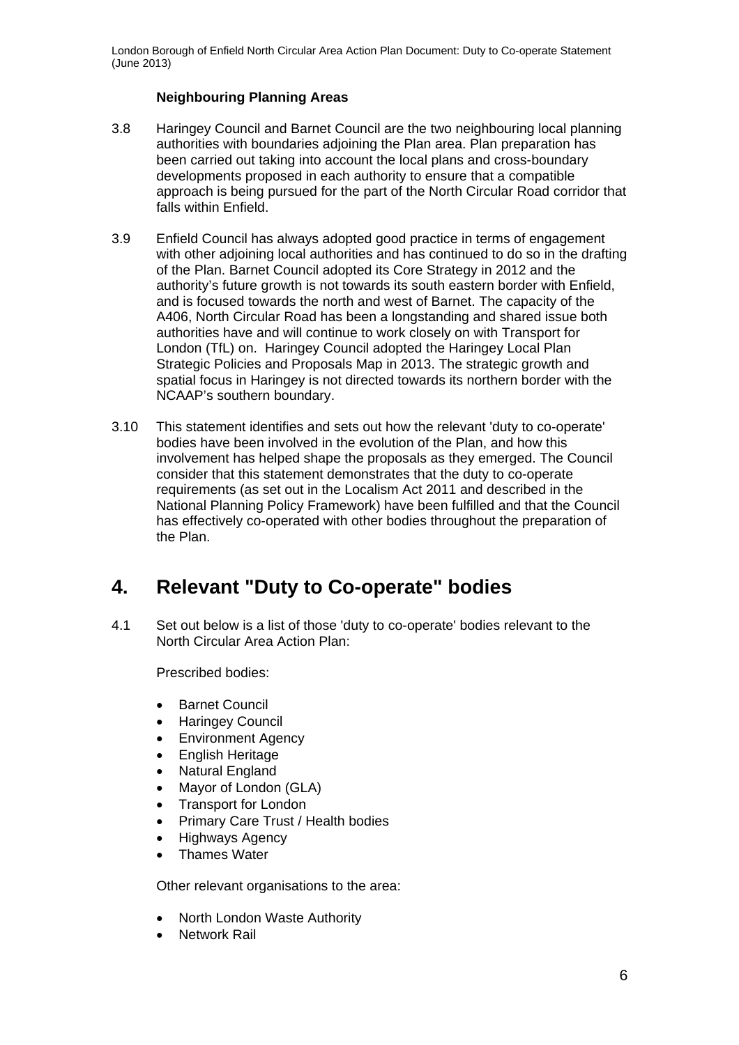**Neighbouring Planning Areas**

3.8 Haringey Council and Barnet Council are the two neighbouring local planning authorities with boundaries adjoining the Plan area. Plan preparation has been carried out taking into account the local plans and cross-boundary developments proposed in each authority to ensure that a compatible approach is being pursued for the part of the North Circular Road corridor that falls within Enfield.

3.9 Enfield Council has always adopted good practice in terms of engagement with other adjoining local authorities and has continued to do so in the drafting of the Plan. Barnet Council adopted its Core Strategy in 2012 and the authority's future growth is not towards its south eastern border with Enfield, and is focused towards the north and west of Barnet. The capacity of the A406, North Circular Road has been a longstanding and shared issue both authorities have and will continue to work closely on with Transport for London (TfL) on. Haringey Council adopted the Haringey Local Plan Strategic Policies and Proposals Map in 2013. The strategic growth and spatial focus in Haringey is not directed towards its northern border with the NCAAP's southern boundary.

3.10 This statement identifies and sets out how the relevant 'duty to co-operate' bodies have been involved in the evolution of the Plan, and how this involvement has helped shape the proposals as they emerged. The Council consider that this statement demonstrates that the duty to co-operate requirements (as set out in the Localism Act 2011 and described in the National Planning Policy Framework) have been fulfilled and that the Council has effectively co-operated with other bodies throughout the preparation of the Plan.

# 4. Relevant "Duty to Co-operate" bodies

4.1 Set out below is a list of those 'duty to co-operate' bodies relevant to the North Circular Area Action Plan:

Prescribed bodies:

- Barnet Council
- Haringey Council
- Environment Agency
- English Heritage
- Natural England
- Mayor of London (GLA)
- Transport for London
- Primary Care Trust / Health bodies
- Highways Agency
- Thames Water

Other relevant organisations to the area:

- North London Waste Authority
- Network Rail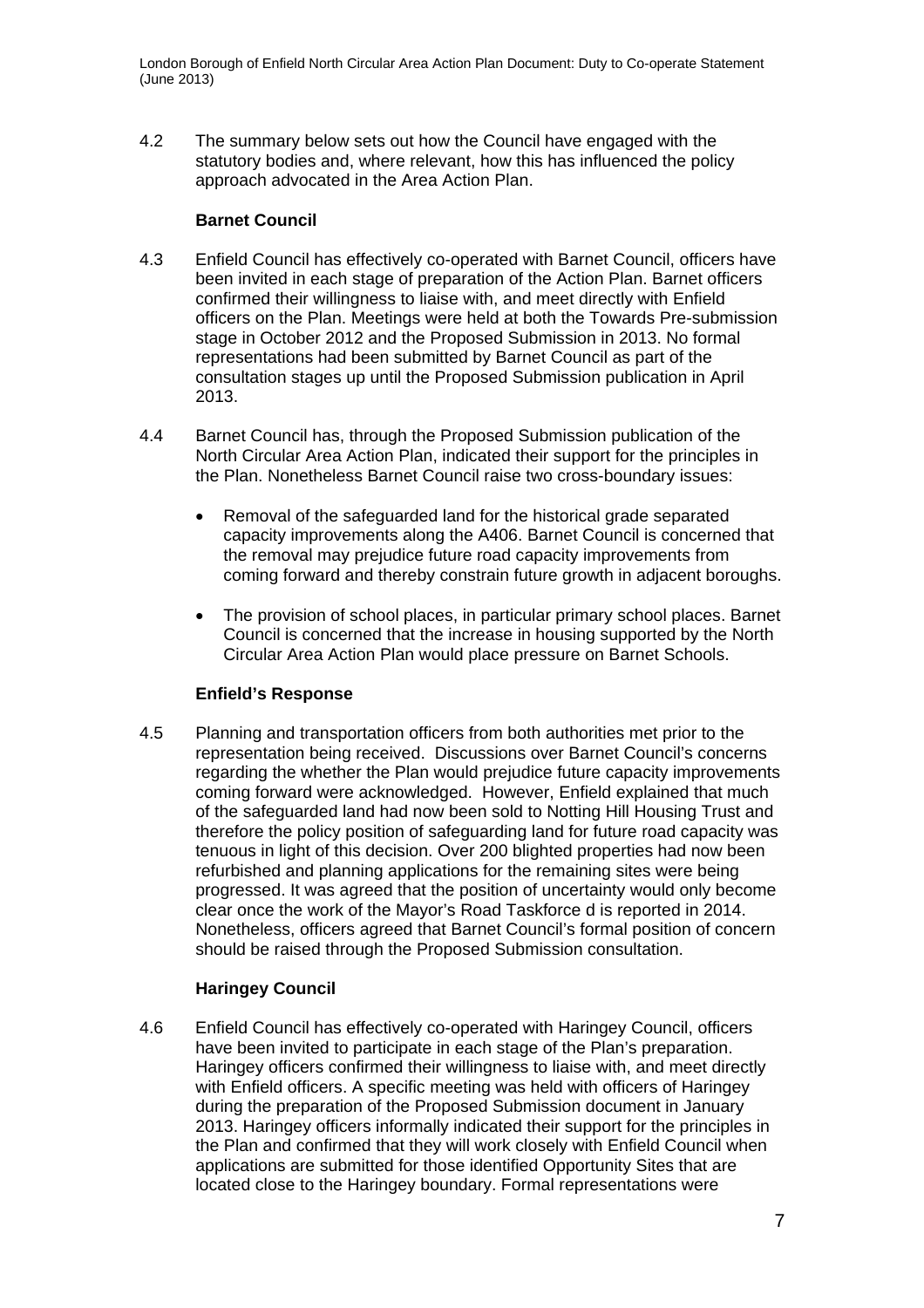4.2 The summary below sets out how the Council have engaged with the statutory bodies and, where relevant, how this has influenced the policy approach advocated in the Area Action Plan.

### Barnet Council

4.3 Enfield Council has effectively co-operated with Barnet Council, officers have been invited in each stage of preparation of the Action Plan. Barnet officers confirmed their willingness to liaise with, and meet directly with Enfield officers on the Plan. Meetings were held at both the Towards Pre-submission stage in October 2012 and the Proposed Submission in 2013. No formal representations had been submitted by Barnet Council as part of the consultation stages up until the Proposed Submission publication in April 2013.

4.4 Barnet Council has, through the Proposed Submission publication of the North Circular Area Action Plan, indicated their support for the principles in the Plan. Nonetheless Barnet Council raise two cross-boundary issues:

- Removal of the safeguarded land for the historical grade separated capacity improvements along the A406. Barnet Council is concerned that the removal may prejudice future road capacity improvements from coming forward and thereby constrain future growth in adjacent boroughs.
- The provision of school places, in particular primary school places. Barnet Council is concerned that the increase in housing supported by the North Circular Area Action Plan would place pressure on Barnet Schools.

### Enfield's Response

4.5 Planning and transportation officers from both authorities met prior to the representation being received. Discussions over Barnet Council's concerns regarding the whether the Plan would prejudice future capacity improvements coming forward were acknowledged. However, Enfield explained that much of the safeguarded land had now been sold to Notting Hill Housing Trust and therefore the policy position of safeguarding land for future road capacity was tenuous in light of this decision. Over 200 blighted properties had now been refurbished and planning applications for the remaining sites were being progressed. It was agreed that the position of uncertainty would only become clear once the work of the Mayor's Road Taskforce d is reported in 2014. Nonetheless, officers agreed that Barnet Council's formal position of concern should be raised through the Proposed Submission consultation.

### Haringey Council

4.6 Enfield Council has effectively co-operated with Haringey Council, officers have been invited to participate in each stage of the Plan's preparation. Haringey officers confirmed their willingness to liaise with, and meet directly with Enfield officers. A specific meeting was held with officers of Haringey during the preparation of the Proposed Submission document in January 2013. Haringey officers informally indicated their support for the principles in the Plan and confirmed that they will work closely with Enfield Council when applications are submitted for those identified Opportunity Sites that are located close to the Haringey boundary. Formal representations were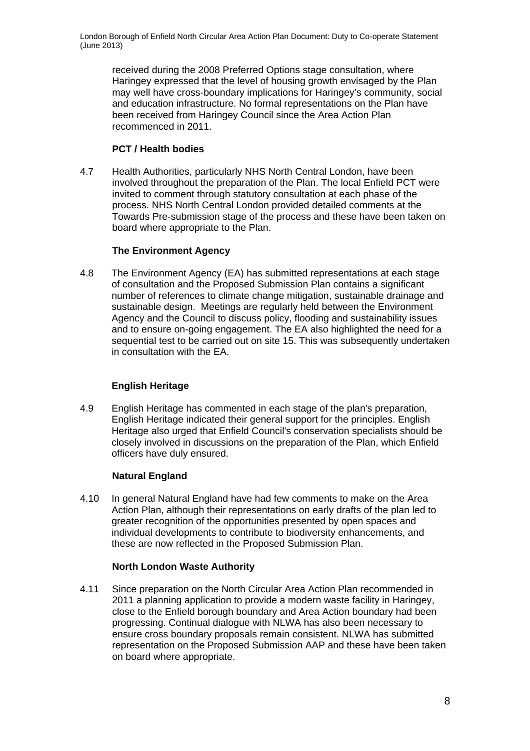received during the 2008 Preferred Options stage consultation, where Haringey expressed that the level of housing growth envisaged by the Plan may well have cross-boundary implications for Haringey's community, social and education infrastructure. No formal representations on the Plan have been received from Haringey Council since the Area Action Plan recommenced in 2011.

**PCT / Health bodies**

4.7 Health Authorities, particularly NHS North Central London, have been involved throughout the preparation of the Plan. The local Enfield PCT were invited to comment through statutory consultation at each phase of the process. NHS North Central London provided detailed comments at the Towards Pre-submission stage of the process and these have been taken on board where appropriate to the Plan.

**The Environment Agency**

4.8 The Environment Agency (EA) has submitted representations at each stage of consultation and the Proposed Submission Plan contains a significant number of references to climate change mitigation, sustainable drainage and sustainable design. Meetings are regularly held between the Environment Agency and the Council to discuss policy, flooding and sustainability issues and to ensure on-going engagement. The EA also highlighted the need for a sequential test to be carried out on site 15. This was subsequently undertaken in consultation with the EA.

**English Heritage**

4.9 English Heritage has commented in each stage of the plan's preparation, English Heritage indicated their general support for the principles. English Heritage also urged that Enfield Council's conservation specialists should be closely involved in discussions on the preparation of the Plan, which Enfield officers have duly ensured.

**Natural England**

4.10 In general Natural England have had few comments to make on the Area Action Plan, although their representations on early drafts of the plan led to greater recognition of the opportunities presented by open spaces and individual developments to contribute to biodiversity enhancements, and these are now reflected in the Proposed Submission Plan.

**North London Waste Authority**

4.11 Since preparation on the North Circular Area Action Plan recommended in 2011 a planning application to provide a modern waste facility in Haringey, close to the Enfield borough boundary and Area Action boundary had been progressing. Continual dialogue with NLWA has also been necessary to ensure cross boundary proposals remain consistent. NLWA has submitted representation on the Proposed Submission AAP and these have been taken on board where appropriate.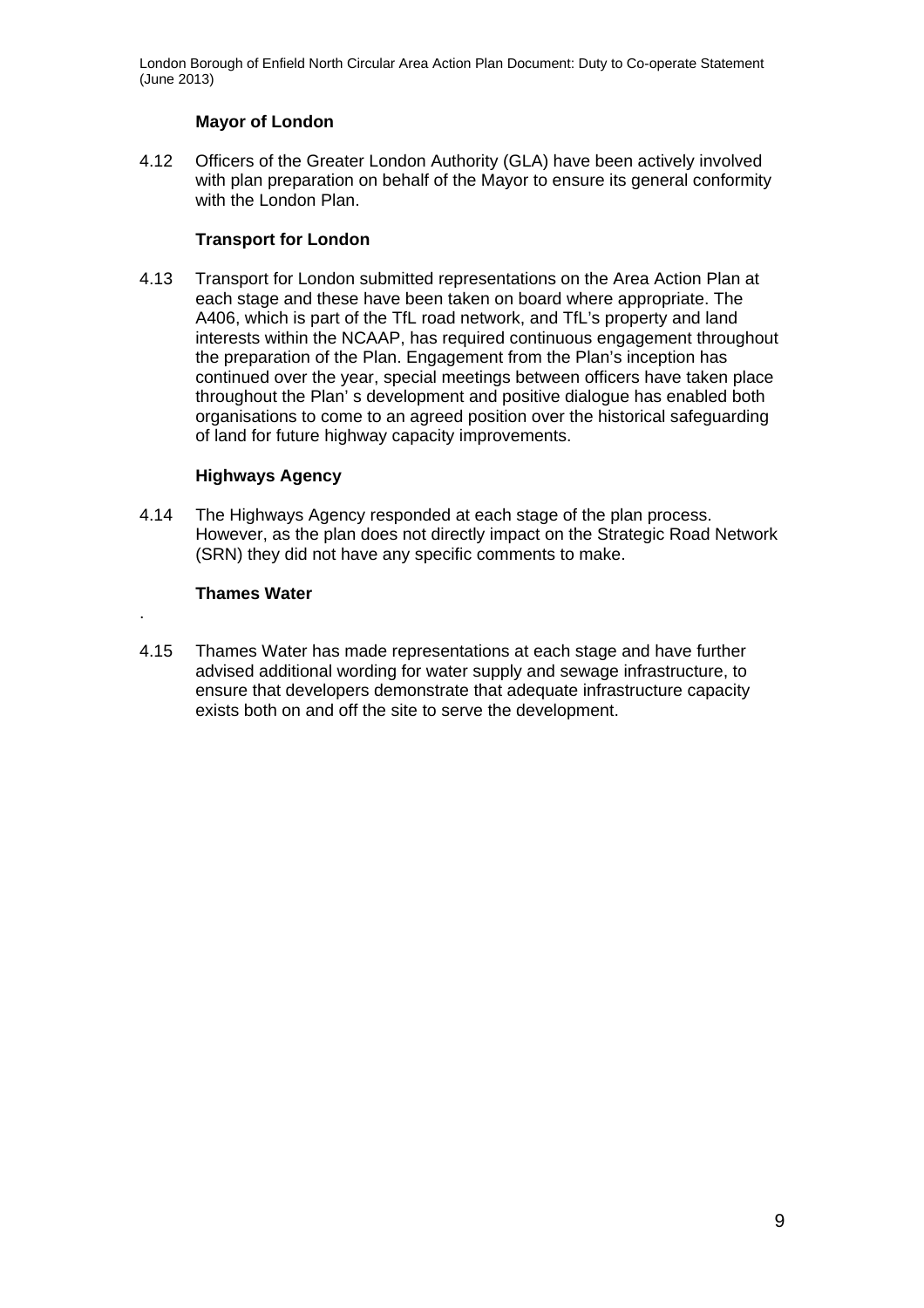**Mayor of London**

4.12 Officers of the Greater London Authority (GLA) have been actively involved with plan preparation on behalf of the Mayor to ensure its general conformity with the London Plan.

**Transport for London**

4.13 Transport for London submitted representations on the Area Action Plan at each stage and these have been taken on board where appropriate. The A406, which is part of the TfL road network, and TfL's property and land interests within the NCAAP, has required continuous engagement throughout the preparation of the Plan. Engagement from the Plan's inception has continued over the year, special meetings between officers have taken place throughout the Plan' s development and positive dialogue has enabled both organisations to come to an agreed position over the historical safeguarding of land for future highway capacity improvements.

**Highways Agency**

4.14 The Highways Agency responded at each stage of the plan process. However, as the plan does not directly impact on the Strategic Road Network (SRN) they did not have any specific comments to make.

**Thames Water**

.

4.15 Thames Water has made representations at each stage and have further advised additional wording for water supply and sewage infrastructure, to ensure that developers demonstrate that adequate infrastructure capacity exists both on and off the site to serve the development.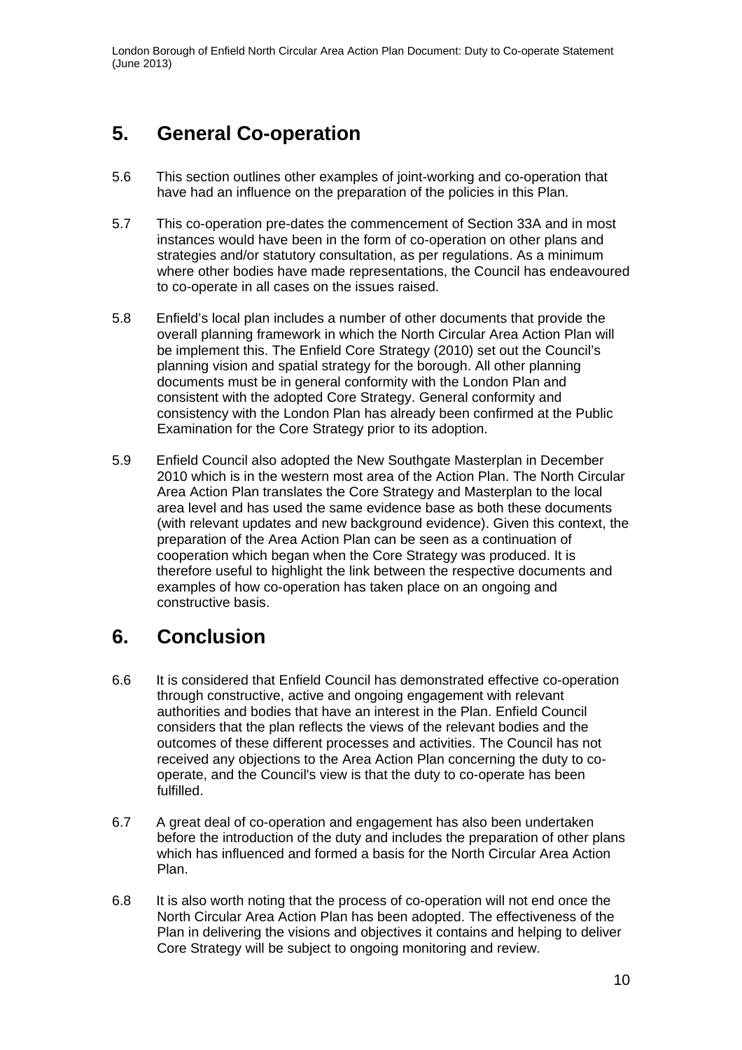## 5. General Co-operation

5.6 This section outlines other examples of joint-working and co-operation that have had an influence on the preparation of the policies in this Plan.

5.7 This co-operation pre-dates the commencement of Section 33A and in most instances would have been in the form of co-operation on other plans and strategies and/or statutory consultation, as per regulations. As a minimum where other bodies have made representations, the Council has endeavoured to co-operate in all cases on the issues raised.

5.8 Enfield's local plan includes a number of other documents that provide the overall planning framework in which the North Circular Area Action Plan will be implement this. The Enfield Core Strategy (2010) set out the Council's planning vision and spatial strategy for the borough. All other planning documents must be in general conformity with the London Plan and consistent with the adopted Core Strategy. General conformity and consistency with the London Plan has already been confirmed at the Public Examination for the Core Strategy prior to its adoption.

5.9 Enfield Council also adopted the New Southgate Masterplan in December 2010 which is in the western most area of the Action Plan. The North Circular Area Action Plan translates the Core Strategy and Masterplan to the local area level and has used the same evidence base as both these documents (with relevant updates and new background evidence). Given this context, the preparation of the Area Action Plan can be seen as a continuation of cooperation which began when the Core Strategy was produced. It is therefore useful to highlight the link between the respective documents and examples of how co-operation has taken place on an ongoing and constructive basis.

## 6. Conclusion

6.6 It is considered that Enfield Council has demonstrated effective co-operation through constructive, active and ongoing engagement with relevant authorities and bodies that have an interest in the Plan. Enfield Council considers that the plan reflects the views of the relevant bodies and the outcomes of these different processes and activities. The Council has not received any objections to the Area Action Plan concerning the duty to co-operate, and the Council's view is that the duty to co-operate has been fulfilled.

6.7 A great deal of co-operation and engagement has also been undertaken before the introduction of the duty and includes the preparation of other plans which has influenced and formed a basis for the North Circular Area Action Plan.

6.8 It is also worth noting that the process of co-operation will not end once the North Circular Area Action Plan has been adopted. The effectiveness of the Plan in delivering the visions and objectives it contains and helping to deliver Core Strategy will be subject to ongoing monitoring and review.